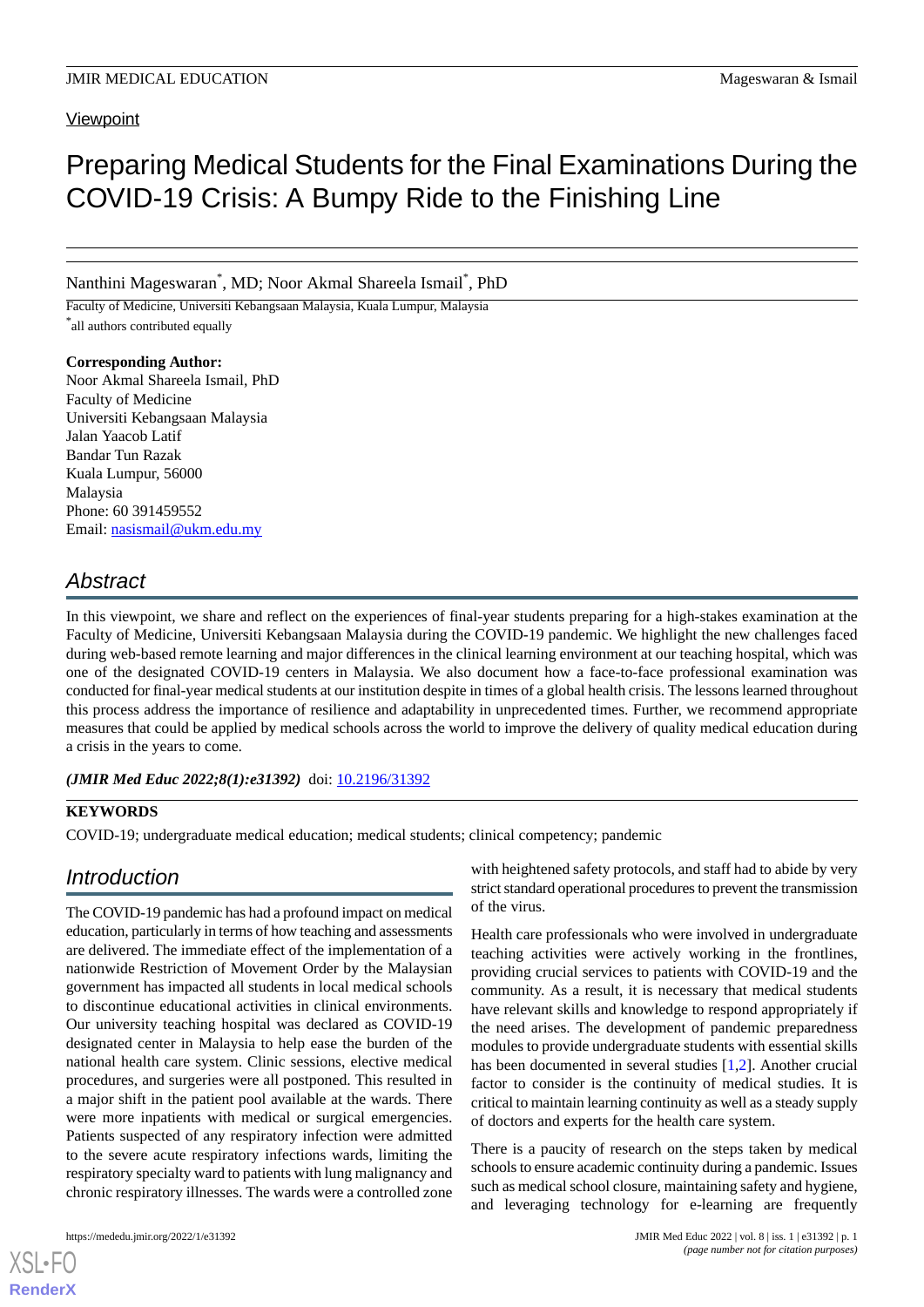Viewpoint

# Preparing Medical Students for the Final Examinations During the COVID-19 Crisis: A Bumpy Ride to the Finishing Line

Nanthini Mageswaran*, MD; Noor Akmal Shareela Ismail*, PhD

Faculty of Medicine, Universiti Kebangsaan Malaysia, Kuala Lumpur, Malaysia

*all authors contributed equally

**Corresponding Author:**
Noor Akmal Shareela Ismail, PhD
Faculty of Medicine
Universiti Kebangsaan Malaysia
Jalan Yaacob Latif
Bandar Tun Razak
Kuala Lumpur, 56000
Malaysia
Phone: 60 391459552
Email: nasismail@ukm.edu.my

## Abstract

In this viewpoint, we share and reflect on the experiences of final-year students preparing for a high-stakes examination at the Faculty of Medicine, Universiti Kebangsaan Malaysia during the COVID-19 pandemic. We highlight the new challenges faced during web-based remote learning and major differences in the clinical learning environment at our teaching hospital, which was one of the designated COVID-19 centers in Malaysia. We also document how a face-to-face professional examination was conducted for final-year medical students at our institution despite in times of a global health crisis. The lessons learned throughout this process address the importance of resilience and adaptability in unprecedented times. Further, we recommend appropriate measures that could be applied by medical schools across the world to improve the delivery of quality medical education during a crisis in the years to come.

***(JMIR Med Educ 2022;8(1):e31392)*** doi: 10.2196/31392

**KEYWORDS**

COVID-19; undergraduate medical education; medical students; clinical competency; pandemic

## Introduction

The COVID-19 pandemic has had a profound impact on medical education, particularly in terms of how teaching and assessments are delivered. The immediate effect of the implementation of a nationwide Restriction of Movement Order by the Malaysian government has impacted all students in local medical schools to discontinue educational activities in clinical environments. Our university teaching hospital was declared as COVID-19 designated center in Malaysia to help ease the burden of the national health care system. Clinic sessions, elective medical procedures, and surgeries were all postponed. This resulted in a major shift in the patient pool available at the wards. There were more inpatients with medical or surgical emergencies. Patients suspected of any respiratory infection were admitted to the severe acute respiratory infections wards, limiting the respiratory specialty ward to patients with lung malignancy and chronic respiratory illnesses. The wards were a controlled zone with heightened safety protocols, and staff had to abide by very strict standard operational procedures to prevent the transmission of the virus.

Health care professionals who were involved in undergraduate teaching activities were actively working in the frontlines, providing crucial services to patients with COVID-19 and the community. As a result, it is necessary that medical students have relevant skills and knowledge to respond appropriately if the need arises. The development of pandemic preparedness modules to provide undergraduate students with essential skills has been documented in several studies [1,2]. Another crucial factor to consider is the continuity of medical studies. It is critical to maintain learning continuity as well as a steady supply of doctors and experts for the health care system.

There is a paucity of research on the steps taken by medical schools to ensure academic continuity during a pandemic. Issues such as medical school closure, maintaining safety and hygiene, and leveraging technology for e-learning are frequently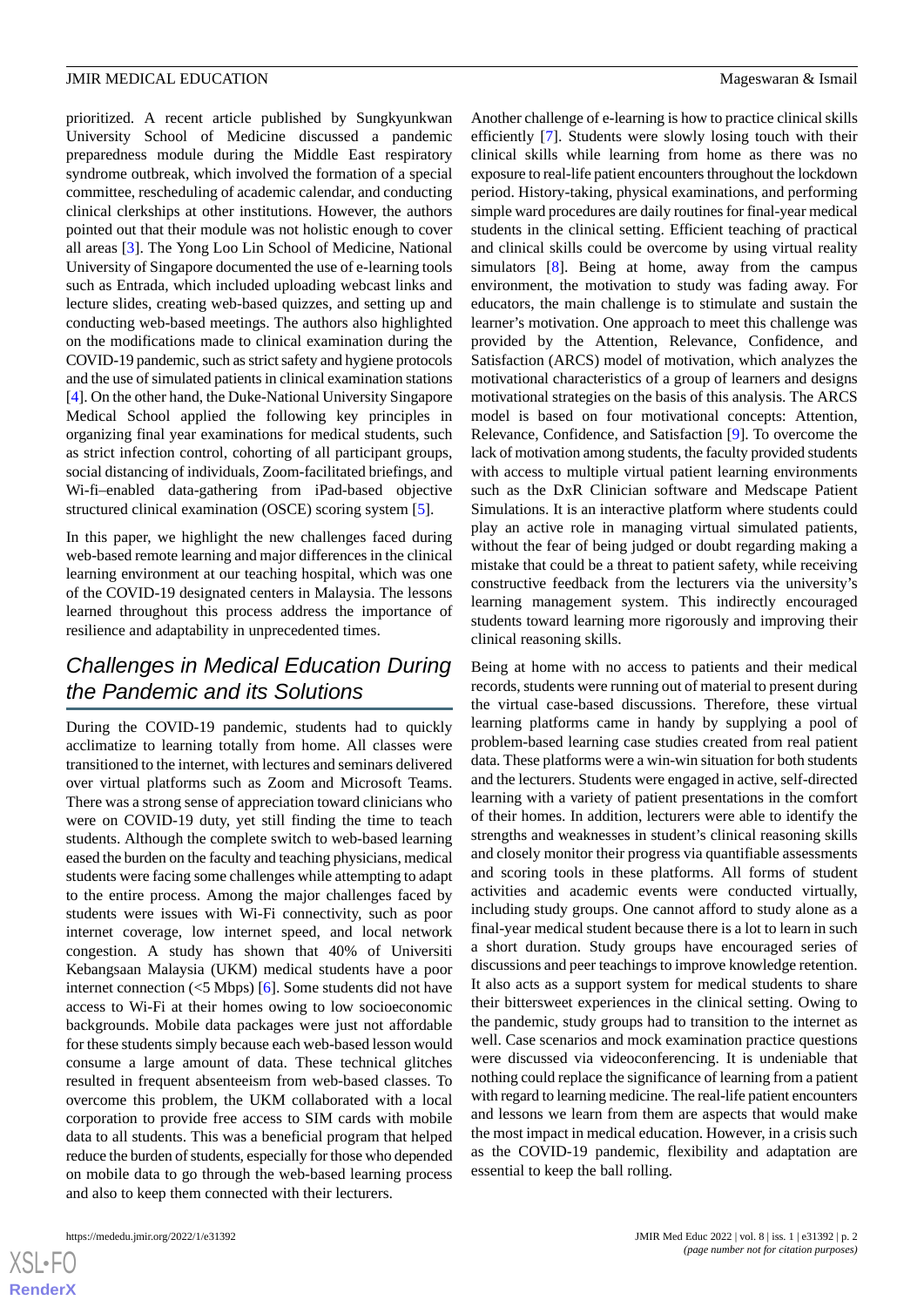prioritized. A recent article published by Sungkyunkwan University School of Medicine discussed a pandemic preparedness module during the Middle East respiratory syndrome outbreak, which involved the formation of a special committee, rescheduling of academic calendar, and conducting clinical clerkships at other institutions. However, the authors pointed out that their module was not holistic enough to cover all areas [3]. The Yong Loo Lin School of Medicine, National University of Singapore documented the use of e-learning tools such as Entrada, which included uploading webcast links and lecture slides, creating web-based quizzes, and setting up and conducting web-based meetings. The authors also highlighted on the modifications made to clinical examination during the COVID-19 pandemic, such as strict safety and hygiene protocols and the use of simulated patients in clinical examination stations [4]. On the other hand, the Duke-National University Singapore Medical School applied the following key principles in organizing final year examinations for medical students, such as strict infection control, cohorting of all participant groups, social distancing of individuals, Zoom-facilitated briefings, and Wi-fi–enabled data-gathering from iPad-based objective structured clinical examination (OSCE) scoring system [5].

In this paper, we highlight the new challenges faced during web-based remote learning and major differences in the clinical learning environment at our teaching hospital, which was one of the COVID-19 designated centers in Malaysia. The lessons learned throughout this process address the importance of resilience and adaptability in unprecedented times.

## Challenges in Medical Education During the Pandemic and its Solutions

During the COVID-19 pandemic, students had to quickly acclimatize to learning totally from home. All classes were transitioned to the internet, with lectures and seminars delivered over virtual platforms such as Zoom and Microsoft Teams. There was a strong sense of appreciation toward clinicians who were on COVID-19 duty, yet still finding the time to teach students. Although the complete switch to web-based learning eased the burden on the faculty and teaching physicians, medical students were facing some challenges while attempting to adapt to the entire process. Among the major challenges faced by students were issues with Wi-Fi connectivity, such as poor internet coverage, low internet speed, and local network congestion. A study has shown that 40% of Universiti Kebangsaan Malaysia (UKM) medical students have a poor internet connection (<5 Mbps) [6]. Some students did not have access to Wi-Fi at their homes owing to low socioeconomic backgrounds. Mobile data packages were just not affordable for these students simply because each web-based lesson would consume a large amount of data. These technical glitches resulted in frequent absenteeism from web-based classes. To overcome this problem, the UKM collaborated with a local corporation to provide free access to SIM cards with mobile data to all students. This was a beneficial program that helped reduce the burden of students, especially for those who depended on mobile data to go through the web-based learning process and also to keep them connected with their lecturers.

Another challenge of e-learning is how to practice clinical skills efficiently [7]. Students were slowly losing touch with their clinical skills while learning from home as there was no exposure to real-life patient encounters throughout the lockdown period. History-taking, physical examinations, and performing simple ward procedures are daily routines for final-year medical students in the clinical setting. Efficient teaching of practical and clinical skills could be overcome by using virtual reality simulators [8]. Being at home, away from the campus environment, the motivation to study was fading away. For educators, the main challenge is to stimulate and sustain the learner's motivation. One approach to meet this challenge was provided by the Attention, Relevance, Confidence, and Satisfaction (ARCS) model of motivation, which analyzes the motivational characteristics of a group of learners and designs motivational strategies on the basis of this analysis. The ARCS model is based on four motivational concepts: Attention, Relevance, Confidence, and Satisfaction [9]. To overcome the lack of motivation among students, the faculty provided students with access to multiple virtual patient learning environments such as the DxR Clinician software and Medscape Patient Simulations. It is an interactive platform where students could play an active role in managing virtual simulated patients, without the fear of being judged or doubt regarding making a mistake that could be a threat to patient safety, while receiving constructive feedback from the lecturers via the university's learning management system. This indirectly encouraged students toward learning more rigorously and improving their clinical reasoning skills.

Being at home with no access to patients and their medical records, students were running out of material to present during the virtual case-based discussions. Therefore, these virtual learning platforms came in handy by supplying a pool of problem-based learning case studies created from real patient data. These platforms were a win-win situation for both students and the lecturers. Students were engaged in active, self-directed learning with a variety of patient presentations in the comfort of their homes. In addition, lecturers were able to identify the strengths and weaknesses in student's clinical reasoning skills and closely monitor their progress via quantifiable assessments and scoring tools in these platforms. All forms of student activities and academic events were conducted virtually, including study groups. One cannot afford to study alone as a final-year medical student because there is a lot to learn in such a short duration. Study groups have encouraged series of discussions and peer teachings to improve knowledge retention. It also acts as a support system for medical students to share their bittersweet experiences in the clinical setting. Owing to the pandemic, study groups had to transition to the internet as well. Case scenarios and mock examination practice questions were discussed via videoconferencing. It is undeniable that nothing could replace the significance of learning from a patient with regard to learning medicine. The real-life patient encounters and lessons we learn from them are aspects that would make the most impact in medical education. However, in a crisis such as the COVID-19 pandemic, flexibility and adaptation are essential to keep the ball rolling.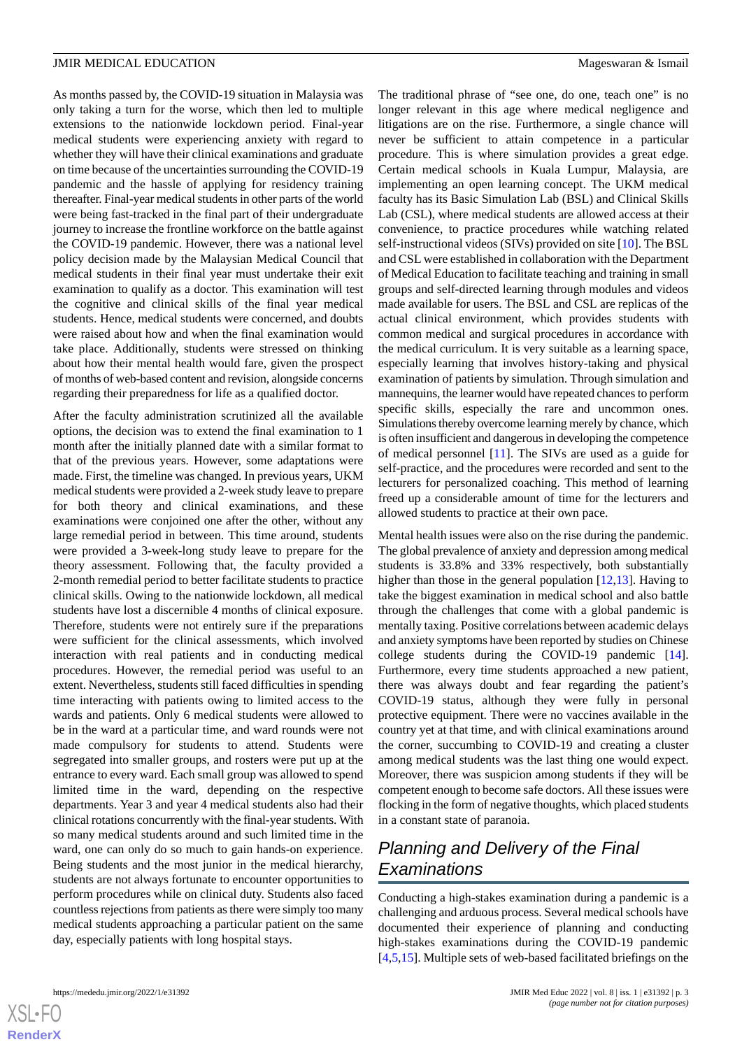As months passed by, the COVID-19 situation in Malaysia was only taking a turn for the worse, which then led to multiple extensions to the nationwide lockdown period. Final-year medical students were experiencing anxiety with regard to whether they will have their clinical examinations and graduate on time because of the uncertainties surrounding the COVID-19 pandemic and the hassle of applying for residency training thereafter. Final-year medical students in other parts of the world were being fast-tracked in the final part of their undergraduate journey to increase the frontline workforce on the battle against the COVID-19 pandemic. However, there was a national level policy decision made by the Malaysian Medical Council that medical students in their final year must undertake their exit examination to qualify as a doctor. This examination will test the cognitive and clinical skills of the final year medical students. Hence, medical students were concerned, and doubts were raised about how and when the final examination would take place. Additionally, students were stressed on thinking about how their mental health would fare, given the prospect of months of web-based content and revision, alongside concerns regarding their preparedness for life as a qualified doctor.

After the faculty administration scrutinized all the available options, the decision was to extend the final examination to 1 month after the initially planned date with a similar format to that of the previous years. However, some adaptations were made. First, the timeline was changed. In previous years, UKM medical students were provided a 2-week study leave to prepare for both theory and clinical examinations, and these examinations were conjoined one after the other, without any large remedial period in between. This time around, students were provided a 3-week-long study leave to prepare for the theory assessment. Following that, the faculty provided a 2-month remedial period to better facilitate students to practice clinical skills. Owing to the nationwide lockdown, all medical students have lost a discernible 4 months of clinical exposure. Therefore, students were not entirely sure if the preparations were sufficient for the clinical assessments, which involved interaction with real patients and in conducting medical procedures. However, the remedial period was useful to an extent. Nevertheless, students still faced difficulties in spending time interacting with patients owing to limited access to the wards and patients. Only 6 medical students were allowed to be in the ward at a particular time, and ward rounds were not made compulsory for students to attend. Students were segregated into smaller groups, and rosters were put up at the entrance to every ward. Each small group was allowed to spend limited time in the ward, depending on the respective departments. Year 3 and year 4 medical students also had their clinical rotations concurrently with the final-year students. With so many medical students around and such limited time in the ward, one can only do so much to gain hands-on experience. Being students and the most junior in the medical hierarchy, students are not always fortunate to encounter opportunities to perform procedures while on clinical duty. Students also faced countless rejections from patients as there were simply too many medical students approaching a particular patient on the same day, especially patients with long hospital stays.

The traditional phrase of "see one, do one, teach one" is no longer relevant in this age where medical negligence and litigations are on the rise. Furthermore, a single chance will never be sufficient to attain competence in a particular procedure. This is where simulation provides a great edge. Certain medical schools in Kuala Lumpur, Malaysia, are implementing an open learning concept. The UKM medical faculty has its Basic Simulation Lab (BSL) and Clinical Skills Lab (CSL), where medical students are allowed access at their convenience, to practice procedures while watching related self-instructional videos (SIVs) provided on site [10]. The BSL and CSL were established in collaboration with the Department of Medical Education to facilitate teaching and training in small groups and self-directed learning through modules and videos made available for users. The BSL and CSL are replicas of the actual clinical environment, which provides students with common medical and surgical procedures in accordance with the medical curriculum. It is very suitable as a learning space, especially learning that involves history-taking and physical examination of patients by simulation. Through simulation and mannequins, the learner would have repeated chances to perform specific skills, especially the rare and uncommon ones. Simulations thereby overcome learning merely by chance, which is often insufficient and dangerous in developing the competence of medical personnel [11]. The SIVs are used as a guide for self-practice, and the procedures were recorded and sent to the lecturers for personalized coaching. This method of learning freed up a considerable amount of time for the lecturers and allowed students to practice at their own pace.

Mental health issues were also on the rise during the pandemic. The global prevalence of anxiety and depression among medical students is 33.8% and 33% respectively, both substantially higher than those in the general population [12,13]. Having to take the biggest examination in medical school and also battle through the challenges that come with a global pandemic is mentally taxing. Positive correlations between academic delays and anxiety symptoms have been reported by studies on Chinese college students during the COVID-19 pandemic [14]. Furthermore, every time students approached a new patient, there was always doubt and fear regarding the patient's COVID-19 status, although they were fully in personal protective equipment. There were no vaccines available in the country yet at that time, and with clinical examinations around the corner, succumbing to COVID-19 and creating a cluster among medical students was the last thing one would expect. Moreover, there was suspicion among students if they will be competent enough to become safe doctors. All these issues were flocking in the form of negative thoughts, which placed students in a constant state of paranoia.

## Planning and Delivery of the Final Examinations

Conducting a high-stakes examination during a pandemic is a challenging and arduous process. Several medical schools have documented their experience of planning and conducting high-stakes examinations during the COVID-19 pandemic [4,5,15]. Multiple sets of web-based facilitated briefings on the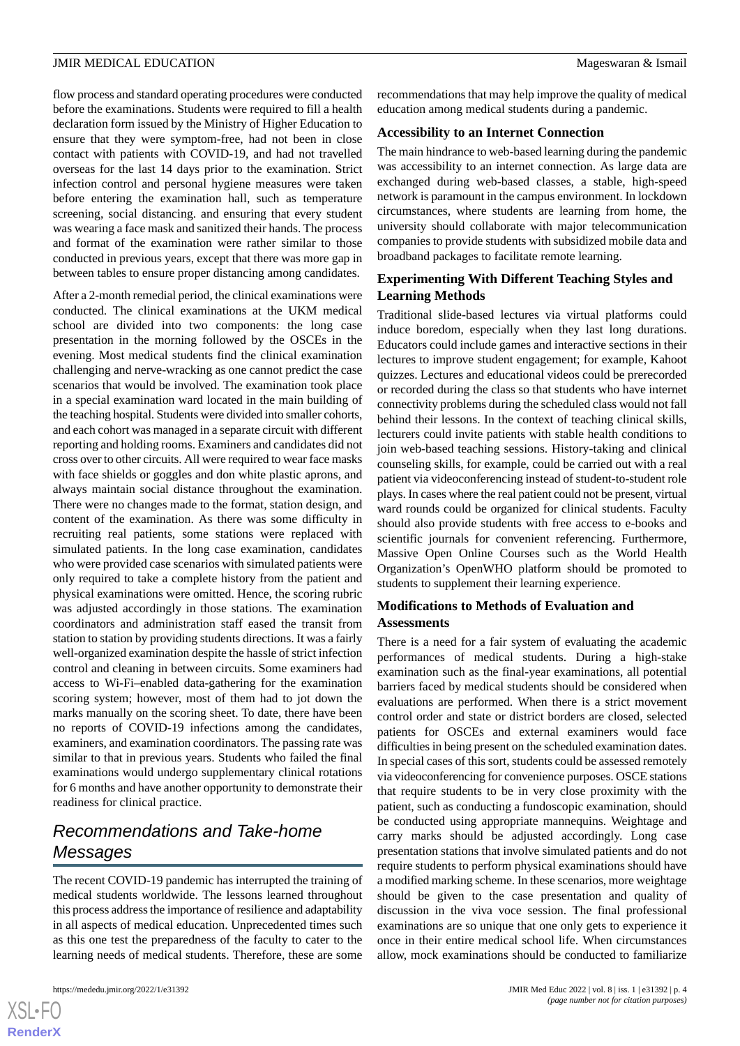flow process and standard operating procedures were conducted before the examinations. Students were required to fill a health declaration form issued by the Ministry of Higher Education to ensure that they were symptom-free, had not been in close contact with patients with COVID-19, and had not travelled overseas for the last 14 days prior to the examination. Strict infection control and personal hygiene measures were taken before entering the examination hall, such as temperature screening, social distancing. and ensuring that every student was wearing a face mask and sanitized their hands. The process and format of the examination were rather similar to those conducted in previous years, except that there was more gap in between tables to ensure proper distancing among candidates.

After a 2-month remedial period, the clinical examinations were conducted. The clinical examinations at the UKM medical school are divided into two components: the long case presentation in the morning followed by the OSCEs in the evening. Most medical students find the clinical examination challenging and nerve-wracking as one cannot predict the case scenarios that would be involved. The examination took place in a special examination ward located in the main building of the teaching hospital. Students were divided into smaller cohorts, and each cohort was managed in a separate circuit with different reporting and holding rooms. Examiners and candidates did not cross over to other circuits. All were required to wear face masks with face shields or goggles and don white plastic aprons, and always maintain social distance throughout the examination. There were no changes made to the format, station design, and content of the examination. As there was some difficulty in recruiting real patients, some stations were replaced with simulated patients. In the long case examination, candidates who were provided case scenarios with simulated patients were only required to take a complete history from the patient and physical examinations were omitted. Hence, the scoring rubric was adjusted accordingly in those stations. The examination coordinators and administration staff eased the transit from station to station by providing students directions. It was a fairly well-organized examination despite the hassle of strict infection control and cleaning in between circuits. Some examiners had access to Wi-Fi–enabled data-gathering for the examination scoring system; however, most of them had to jot down the marks manually on the scoring sheet. To date, there have been no reports of COVID-19 infections among the candidates, examiners, and examination coordinators. The passing rate was similar to that in previous years. Students who failed the final examinations would undergo supplementary clinical rotations for 6 months and have another opportunity to demonstrate their readiness for clinical practice.

## Recommendations and Take-home Messages

The recent COVID-19 pandemic has interrupted the training of medical students worldwide. The lessons learned throughout this process address the importance of resilience and adaptability in all aspects of medical education. Unprecedented times such as this one test the preparedness of the faculty to cater to the learning needs of medical students. Therefore, these are some recommendations that may help improve the quality of medical education among medical students during a pandemic.

### Accessibility to an Internet Connection

The main hindrance to web-based learning during the pandemic was accessibility to an internet connection. As large data are exchanged during web-based classes, a stable, high-speed network is paramount in the campus environment. In lockdown circumstances, where students are learning from home, the university should collaborate with major telecommunication companies to provide students with subsidized mobile data and broadband packages to facilitate remote learning.

### Experimenting With Different Teaching Styles and Learning Methods

Traditional slide-based lectures via virtual platforms could induce boredom, especially when they last long durations. Educators could include games and interactive sections in their lectures to improve student engagement; for example, Kahoot quizzes. Lectures and educational videos could be prerecorded or recorded during the class so that students who have internet connectivity problems during the scheduled class would not fall behind their lessons. In the context of teaching clinical skills, lecturers could invite patients with stable health conditions to join web-based teaching sessions. History-taking and clinical counseling skills, for example, could be carried out with a real patient via videoconferencing instead of student-to-student role plays. In cases where the real patient could not be present, virtual ward rounds could be organized for clinical students. Faculty should also provide students with free access to e-books and scientific journals for convenient referencing. Furthermore, Massive Open Online Courses such as the World Health Organization's OpenWHO platform should be promoted to students to supplement their learning experience.

### Modifications to Methods of Evaluation and Assessments

There is a need for a fair system of evaluating the academic performances of medical students. During a high-stake examination such as the final-year examinations, all potential barriers faced by medical students should be considered when evaluations are performed. When there is a strict movement control order and state or district borders are closed, selected patients for OSCEs and external examiners would face difficulties in being present on the scheduled examination dates. In special cases of this sort, students could be assessed remotely via videoconferencing for convenience purposes. OSCE stations that require students to be in very close proximity with the patient, such as conducting a fundoscopic examination, should be conducted using appropriate mannequins. Weightage and carry marks should be adjusted accordingly. Long case presentation stations that involve simulated patients and do not require students to perform physical examinations should have a modified marking scheme. In these scenarios, more weightage should be given to the case presentation and quality of discussion in the viva voce session. The final professional examinations are so unique that one only gets to experience it once in their entire medical school life. When circumstances allow, mock examinations should be conducted to familiarize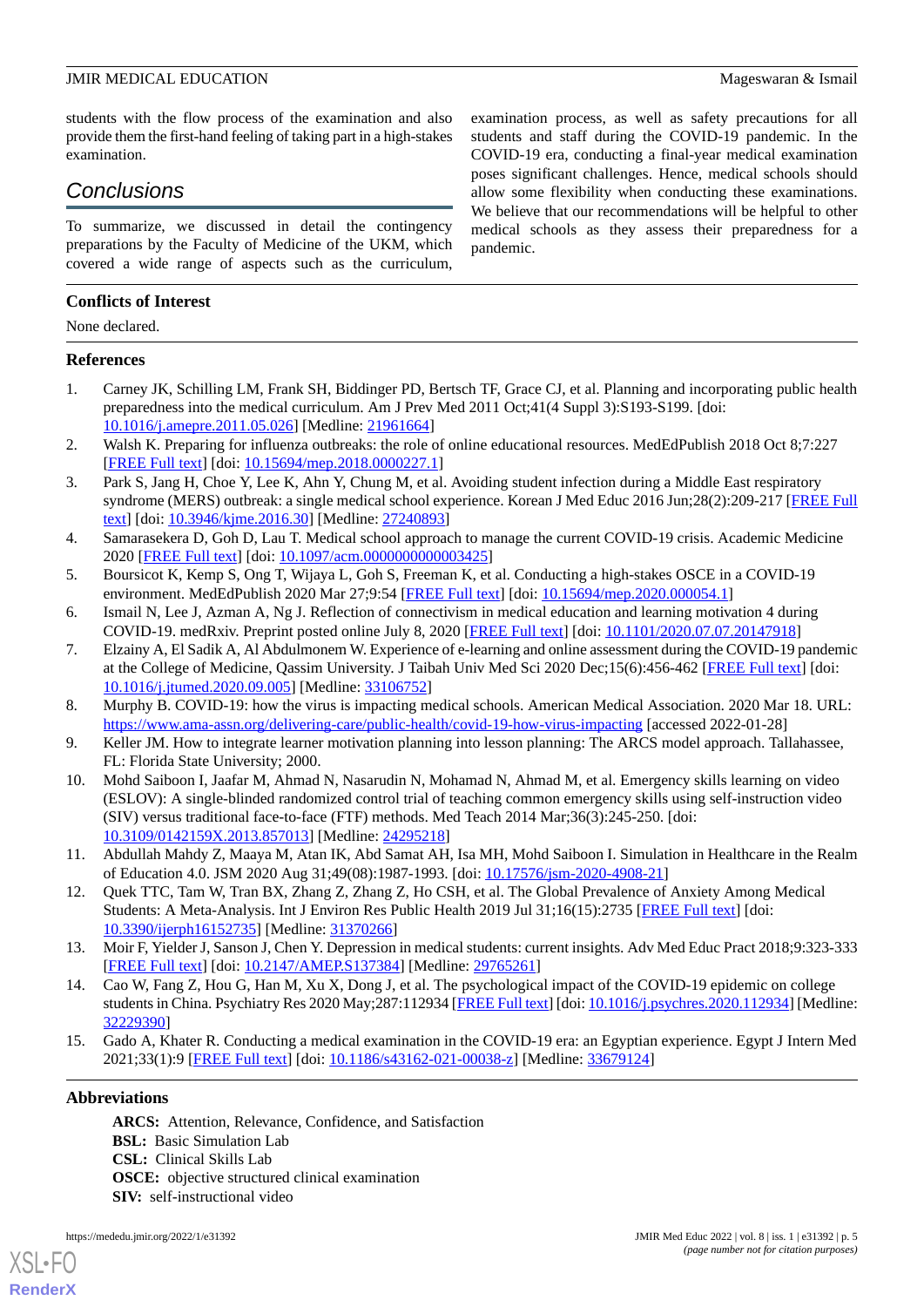students with the flow process of the examination and also provide them the first-hand feeling of taking part in a high-stakes examination.

## Conclusions

To summarize, we discussed in detail the contingency preparations by the Faculty of Medicine of the UKM, which covered a wide range of aspects such as the curriculum, examination process, as well as safety precautions for all students and staff during the COVID-19 pandemic. In the COVID-19 era, conducting a final-year medical examination poses significant challenges. Hence, medical schools should allow some flexibility when conducting these examinations. We believe that our recommendations will be helpful to other medical schools as they assess their preparedness for a pandemic.

### Conflicts of Interest

None declared.

### References

1. Carney JK, Schilling LM, Frank SH, Biddinger PD, Bertsch TF, Grace CJ, et al. Planning and incorporating public health preparedness into the medical curriculum. Am J Prev Med 2011 Oct;41(4 Suppl 3):S193-S199. [doi: 10.1016/j.amepre.2011.05.026] [Medline: 21961664]
2. Walsh K. Preparing for influenza outbreaks: the role of online educational resources. MedEdPublish 2018 Oct 8;7:227 [FREE Full text] [doi: 10.15694/mep.2018.0000227.1]
3. Park S, Jang H, Choe Y, Lee K, Ahn Y, Chung M, et al. Avoiding student infection during a Middle East respiratory syndrome (MERS) outbreak: a single medical school experience. Korean J Med Educ 2016 Jun;28(2):209-217 [FREE Full text] [doi: 10.3946/kjme.2016.30] [Medline: 27240893]
4. Samarasekera D, Goh D, Lau T. Medical school approach to manage the current COVID-19 crisis. Academic Medicine 2020 [FREE Full text] [doi: 10.1097/acm.0000000000003425]
5. Boursicot K, Kemp S, Ong T, Wijaya L, Goh S, Freeman K, et al. Conducting a high-stakes OSCE in a COVID-19 environment. MedEdPublish 2020 Mar 27;9:54 [FREE Full text] [doi: 10.15694/mep.2020.000054.1]
6. Ismail N, Lee J, Azman A, Ng J. Reflection of connectivism in medical education and learning motivation 4 during COVID-19. medRxiv. Preprint posted online July 8, 2020 [FREE Full text] [doi: 10.1101/2020.07.07.20147918]
7. Elzainy A, El Sadik A, Al Abdulmonem W. Experience of e-learning and online assessment during the COVID-19 pandemic at the College of Medicine, Qassim University. J Taibah Univ Med Sci 2020 Dec;15(6):456-462 [FREE Full text] [doi: 10.1016/j.jtumed.2020.09.005] [Medline: 33106752]
8. Murphy B. COVID-19: how the virus is impacting medical schools. American Medical Association. 2020 Mar 18. URL: https://www.ama-assn.org/delivering-care/public-health/covid-19-how-virus-impacting [accessed 2022-01-28]
9. Keller JM. How to integrate learner motivation planning into lesson planning: The ARCS model approach. Tallahassee, FL: Florida State University; 2000.
10. Mohd Saiboon I, Jaafar M, Ahmad N, Nasarudin N, Mohamad N, Ahmad M, et al. Emergency skills learning on video (ESLOV): A single-blinded randomized control trial of teaching common emergency skills using self-instruction video (SIV) versus traditional face-to-face (FTF) methods. Med Teach 2014 Mar;36(3):245-250. [doi: 10.3109/0142159X.2013.857013] [Medline: 24295218]
11. Abdullah Mahdy Z, Maaya M, Atan IK, Abd Samat AH, Isa MH, Mohd Saiboon I. Simulation in Healthcare in the Realm of Education 4.0. JSM 2020 Aug 31;49(08):1987-1993. [doi: 10.17576/jsm-2020-4908-21]
12. Quek TTC, Tam W, Tran BX, Zhang Z, Zhang Z, Ho CSH, et al. The Global Prevalence of Anxiety Among Medical Students: A Meta-Analysis. Int J Environ Res Public Health 2019 Jul 31;16(15):2735 [FREE Full text] [doi: 10.3390/ijerph16152735] [Medline: 31370266]
13. Moir F, Yielder J, Sanson J, Chen Y. Depression in medical students: current insights. Adv Med Educ Pract 2018;9:323-333 [FREE Full text] [doi: 10.2147/AMEP.S137384] [Medline: 29765261]
14. Cao W, Fang Z, Hou G, Han M, Xu X, Dong J, et al. The psychological impact of the COVID-19 epidemic on college students in China. Psychiatry Res 2020 May;287:112934 [FREE Full text] [doi: 10.1016/j.psychres.2020.112934] [Medline: 32229390]
15. Gado A, Khater R. Conducting a medical examination in the COVID-19 era: an Egyptian experience. Egypt J Intern Med 2021;33(1):9 [FREE Full text] [doi: 10.1186/s43162-021-00038-z] [Medline: 33679124]

### Abbreviations

**ARCS:** Attention, Relevance, Confidence, and Satisfaction
**BSL:** Basic Simulation Lab
**CSL:** Clinical Skills Lab
**OSCE:** objective structured clinical examination
**SIV:** self-instructional video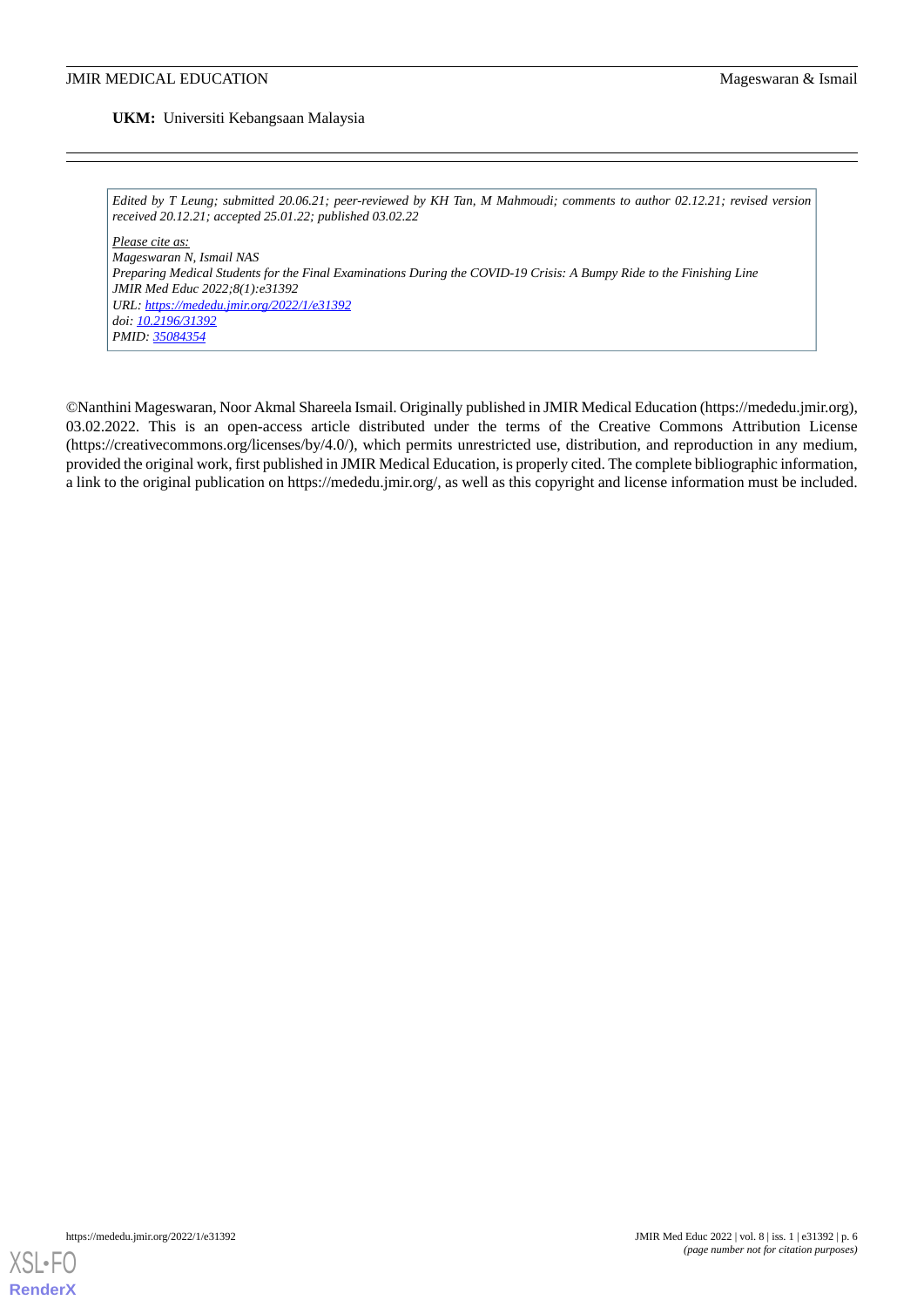**UKM:** Universiti Kebangsaan Malaysia

---

*Edited by T Leung; submitted 20.06.21; peer-reviewed by KH Tan, M Mahmoudi; comments to author 02.12.21; revised version received 20.12.21; accepted 25.01.22; published 03.02.22*

*Please cite as:*
*Mageswaran N, Ismail NAS*
*Preparing Medical Students for the Final Examinations During the COVID-19 Crisis: A Bumpy Ride to the Finishing Line*
*JMIR Med Educ 2022;8(1):e31392*
*URL: https://mededu.jmir.org/2022/1/e31392*
*doi: 10.2196/31392*
*PMID: 35084354*

©Nanthini Mageswaran, Noor Akmal Shareela Ismail. Originally published in JMIR Medical Education (https://mededu.jmir.org), 03.02.2022. This is an open-access article distributed under the terms of the Creative Commons Attribution License (https://creativecommons.org/licenses/by/4.0/), which permits unrestricted use, distribution, and reproduction in any medium, provided the original work, first published in JMIR Medical Education, is properly cited. The complete bibliographic information, a link to the original publication on https://mededu.jmir.org/, as well as this copyright and license information must be included.